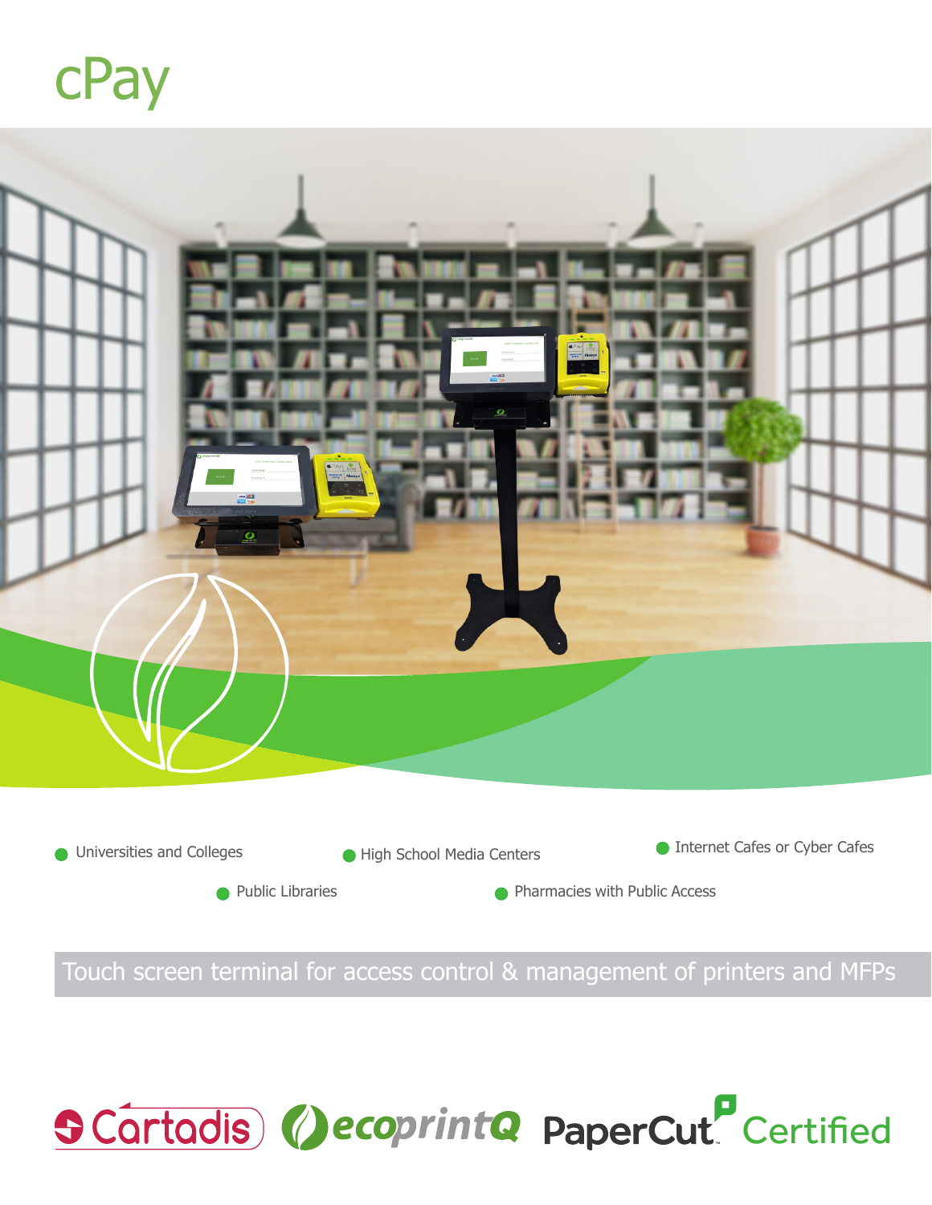# cPay

- Universities and Colleges
- High School Media Centers
- Internet Cafes or Cyber Cafes
- Public Libraries
- Pharmacies with Public Access

Touch screen terminal for access control & management of printers and MFPs

Cartadis ecoprintQ PaperCut Certified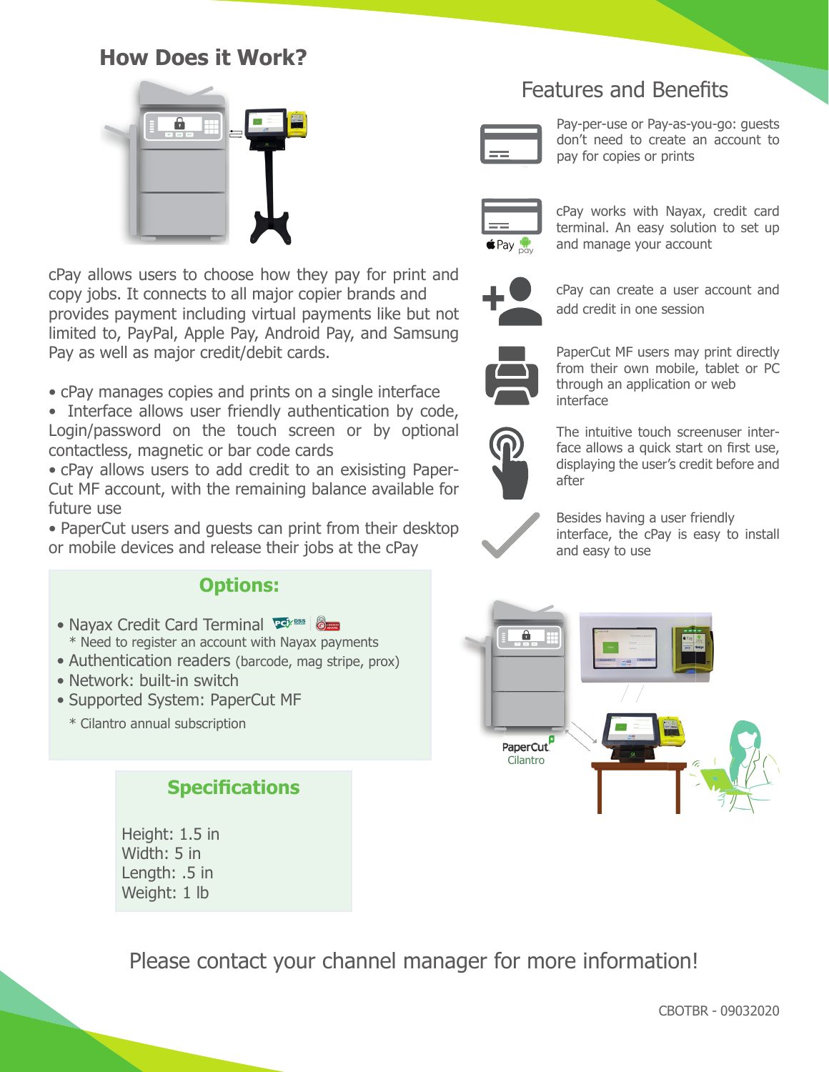## How Does it Work?

cPay allows users to choose how they pay for print and copy jobs. It connects to all major copier brands and provides payment including virtual payments like but not limited to, PayPal, Apple Pay, Android Pay, and Samsung Pay as well as major credit/debit cards.

- cPay manages copies and prints on a single interface
- Interface allows user friendly authentication by code, Login/password on the touch screen or by optional contactless, magnetic or bar code cards
- cPay allows users to add credit to an exisisting Paper-Cut MF account, with the remaining balance available for future use
- PaperCut users and guests can print from their desktop or mobile devices and release their jobs at the cPay

### Options:

- Nayax Credit Card Terminal
  * Need to register an account with Nayax payments
- Authentication readers (barcode, mag stripe, prox)
- Network: built-in switch
- Supported System: PaperCut MF
  * Cilantro annual subscription

### Specifications

Height: 1.5 in
Width: 5 in
Length: .5 in
Weight: 1 lb

## Features and Benefits

Pay-per-use or Pay-as-you-go: guests don't need to create an account to pay for copies or prints

cPay works with Nayax, credit card terminal. An easy solution to set up and manage your account

cPay can create a user account and add credit in one session

PaperCut MF users may print directly from their own mobile, tablet or PC through an application or web interface

The intuitive touch screenuser inter-face allows a quick start on first use, displaying the user's credit before and after

Besides having a user friendly interface, the cPay is easy to install and easy to use

PaperCut Cilantro

Please contact your channel manager for more information!

CBOTBR - 09032020